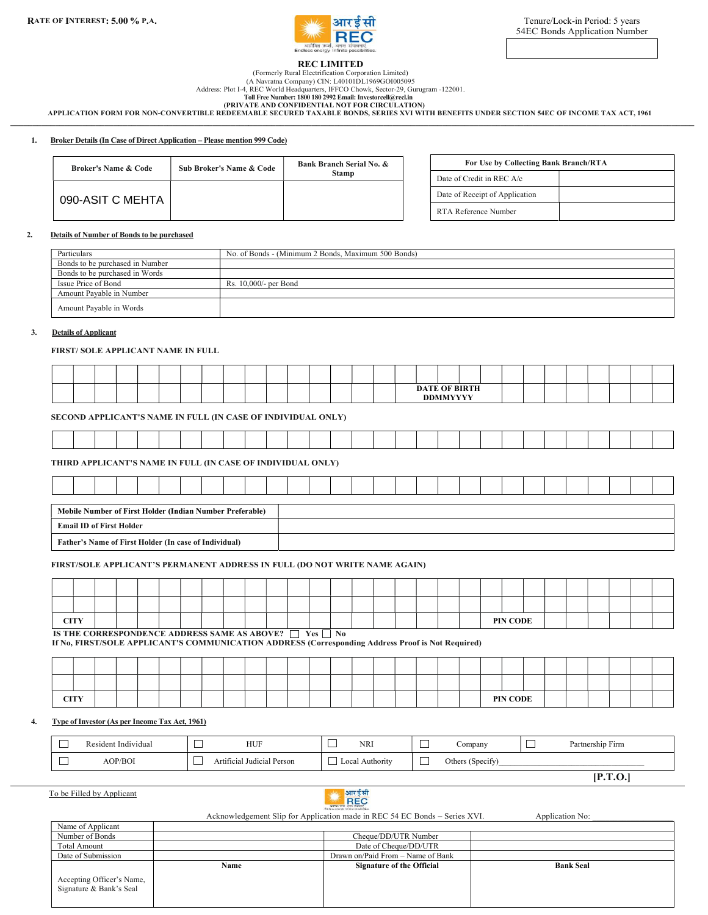**RATE OF INTEREST: 5.00 % P.A.**

Tenure/Lock-in Period: 5 years
54EC Bonds Application Number

# REC LIMITED

(Formerly Rural Electrification Corporation Limited)
(A Navratna Company) CIN: L40101DL1969GOI005095
Address: Plot I-4, REC World Headquarters, IFFCO Chowk, Sector-29, Gurugram -122001.
**Toll Free Number: 1800 180 2992 Email: Investorcell@recl.in**
**(PRIVATE AND CONFIDENTIAL NOT FOR CIRCULATION)**
**APPLICATION FORM FOR NON-CONVERTIBLE REDEEMABLE SECURED TAXABLE BONDS, SERIES XVI WITH BENEFITS UNDER SECTION 54EC OF INCOME TAX ACT, 1961**

**1. Broker Details (In Case of Direct Application – Please mention 999 Code)**

| Broker's Name & Code | Sub Broker's Name & Code | Bank Branch Serial No. & Stamp |
|---|---|---|
| 090-ASIT C MEHTA | | |

| For Use by Collecting Bank Branch/RTA | |
|---|---|
| Date of Credit in REC A/c | |
| Date of Receipt of Application | |
| RTA Reference Number | |

**2. Details of Number of Bonds to be purchased**

| Particulars | No. of Bonds - (Minimum 2 Bonds, Maximum 500 Bonds) |
|---|---|
| Bonds to be purchased in Number | |
| Bonds to be purchased in Words | |
| Issue Price of Bond | Rs. 10,000/- per Bond |
| Amount Payable in Number | |
| Amount Payable in Words | |

**3. Details of Applicant**

**FIRST/ SOLE APPLICANT NAME IN FULL**

**DATE OF BIRTH DDMMYYYY**

**SECOND APPLICANT'S NAME IN FULL (IN CASE OF INDIVIDUAL ONLY)**

**THIRD APPLICANT'S NAME IN FULL (IN CASE OF INDIVIDUAL ONLY)**

| | |
|---|---|
| **Mobile Number of First Holder (Indian Number Preferable)** | |
| **Email ID of First Holder** | |
| **Father's Name of First Holder (In case of Individual)** | |

**FIRST/SOLE APPLICANT'S PERMANENT ADDRESS IN FULL (DO NOT WRITE NAME AGAIN)**

**CITY** **PIN CODE**

**IS THE CORRESPONDENCE ADDRESS SAME AS ABOVE?** ☐ Yes ☐ No
**If No, FIRST/SOLE APPLICANT'S COMMUNICATION ADDRESS (Corresponding Address Proof is Not Required)**

**CITY** **PIN CODE**

**4. Type of Investor (As per Income Tax Act, 1961)**

| | | | | |
|---|---|---|---|---|
| ☐ Resident Individual | ☐ HUF | ☐ NRI | ☐ Company | ☐ Partnership Firm |
| ☐ AOP/BOI | ☐ Artificial Judicial Person | ☐ Local Authority | ☐ Others (Specify)________________ | |

**[P.T.O.]**

---

To be Filled by Applicant

Acknowledgement Slip for Application made in REC 54 EC Bonds – Series XVI. Application No: ____________

| | | | |
|---|---|---|---|
| Name of Applicant | | | |
| Number of Bonds | | Cheque/DD/UTR Number | |
| Total Amount | | Date of Cheque/DD/UTR | |
| Date of Submission | | Drawn on/Paid From – Name of Bank | |
| Accepting Officer's Name, Signature & Bank's Seal | **Name** | **Signature of the Official** | **Bank Seal** |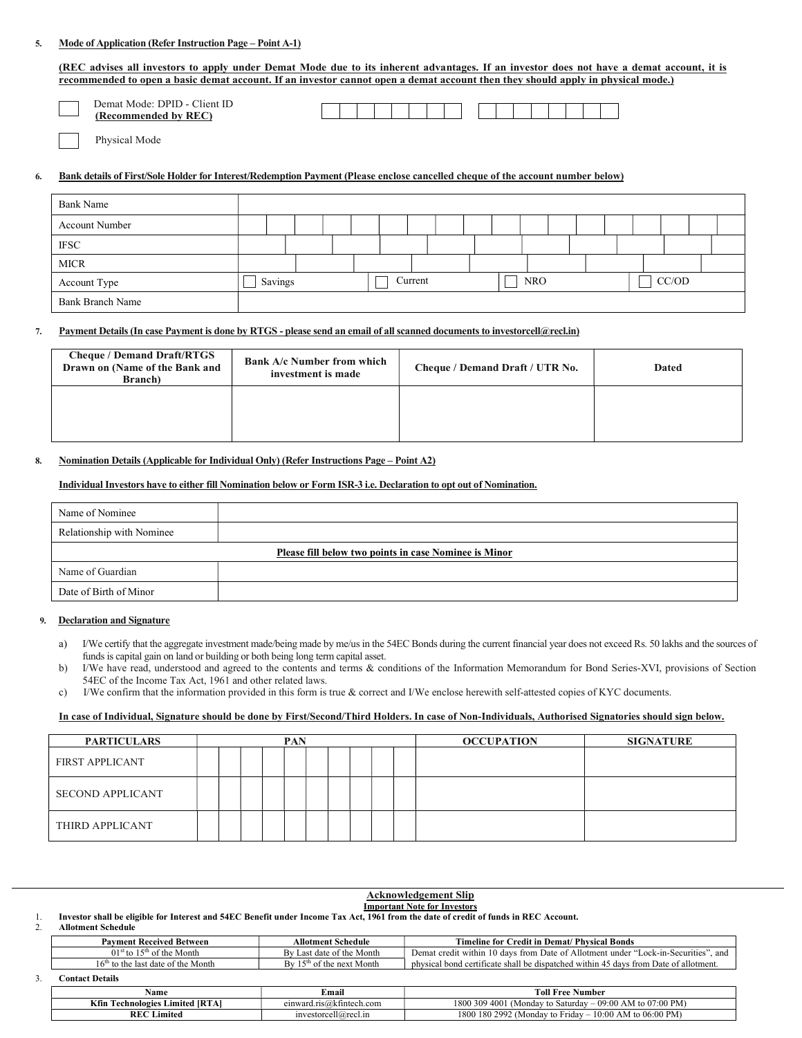5. **Mode of Application (Refer Instruction Page – Point A-1)**

**(REC advises all investors to apply under Demat Mode due to its inherent advantages. If an investor does not have a demat account, it is recommended to open a basic demat account. If an investor cannot open a demat account then they should apply in physical mode.)**

☐ Demat Mode: DPID - Client ID **(Recommended by REC)**

☐ Physical Mode

6. **Bank details of First/Sole Holder for Interest/Redemption Payment (Please enclose cancelled cheque of the account number below)**

| | |
|---|---|
| Bank Name | |
| Account Number | |
| IFSC | |
| MICR | |
| Account Type | ☐ Savings ☐ Current ☐ NRO ☐ CC/OD |
| Bank Branch Name | |

7. **Payment Details (In case Payment is done by RTGS - please send an email of all scanned documents to investorcell@recl.in)**

| Cheque / Demand Draft/RTGS Drawn on (Name of the Bank and Branch) | Bank A/c Number from which investment is made | Cheque / Demand Draft / UTR No. | Dated |
|---|---|---|---|
| | | | |

8. **Nomination Details (Applicable for Individual Only) (Refer Instructions Page – Point A2)**

**Individual Investors have to either fill Nomination below or Form ISR-3 i.e. Declaration to opt out of Nomination.**

| | |
|---|---|
| Name of Nominee | |
| Relationship with Nominee | |
| **Please fill below two points in case Nominee is Minor** | |
| Name of Guardian | |
| Date of Birth of Minor | |

9. **Declaration and Signature**

a) I/We certify that the aggregate investment made/being made by me/us in the 54EC Bonds during the current financial year does not exceed Rs. 50 lakhs and the sources of funds is capital gain on land or building or both being long term capital asset.

b) I/We have read, understood and agreed to the contents and terms & conditions of the Information Memorandum for Bond Series-XVI, provisions of Section 54EC of the Income Tax Act, 1961 and other related laws.

c) I/We confirm that the information provided in this form is true & correct and I/We enclose herewith self-attested copies of KYC documents.

**In case of Individual, Signature should be done by First/Second/Third Holders. In case of Non-Individuals, Authorised Signatories should sign below.**

| PARTICULARS | PAN | OCCUPATION | SIGNATURE |
|---|---|---|---|
| FIRST APPLICANT | | | |
| SECOND APPLICANT | | | |
| THIRD APPLICANT | | | |

---

**Acknowledgement Slip**

**Important Note for Investors**

1. **Investor shall be eligible for Interest and 54EC Benefit under Income Tax Act, 1961 from the date of credit of funds in REC Account.**
2. **Allotment Schedule**

| Payment Received Between | Allotment Schedule | Timeline for Credit in Demat/ Physical Bonds |
|---|---|---|
| 01st to 15th of the Month | By Last date of the Month | Demat credit within 10 days from Date of Allotment under "Lock-in-Securities", and physical bond certificate shall be dispatched within 45 days from Date of allotment. |
| 16th to the last date of the Month | By 15th of the next Month | |

3. **Contact Details**

| Name | Email | Toll Free Number |
|---|---|---|
| **Kfin Technologies Limited [RTA]** | einward.ris@kfintech.com | 1800 309 4001 (Monday to Saturday – 09:00 AM to 07:00 PM) |
| **REC Limited** | investorcell@recl.in | 1800 180 2992 (Monday to Friday – 10:00 AM to 06:00 PM) |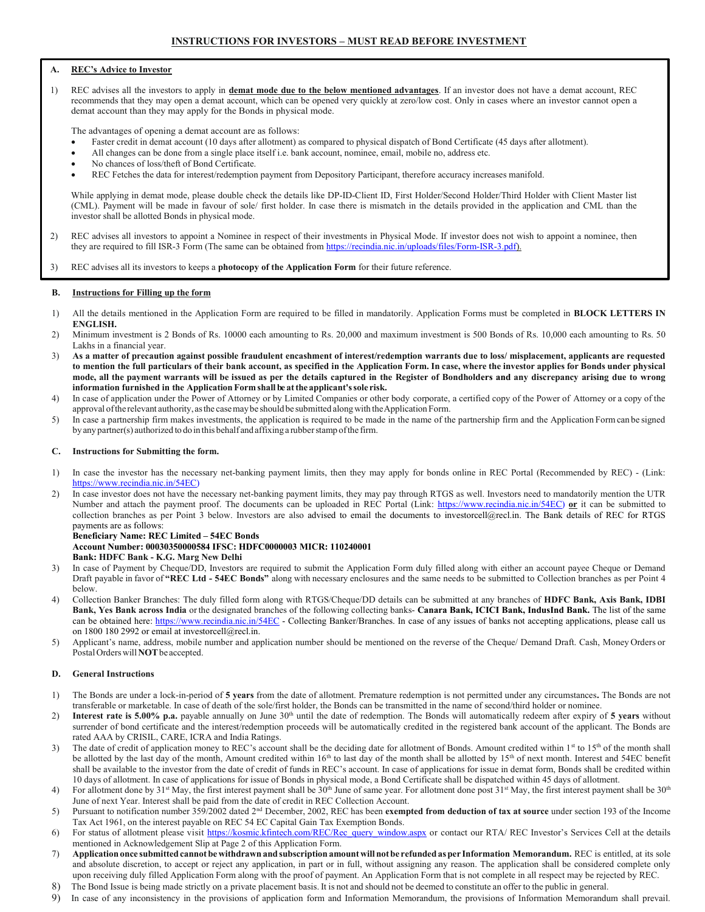## INSTRUCTIONS FOR INVESTORS – MUST READ BEFORE INVESTMENT

### A. REC's Advice to Investor

1) REC advises all the investors to apply in **demat mode due to the below mentioned advantages**. If an investor does not have a demat account, REC recommends that they may open a demat account, which can be opened very quickly at zero/low cost. Only in cases where an investor cannot open a demat account than they may apply for the Bonds in physical mode.

   The advantages of opening a demat account are as follows:
   - Faster credit in demat account (10 days after allotment) as compared to physical dispatch of Bond Certificate (45 days after allotment).
   - All changes can be done from a single place itself i.e. bank account, nominee, email, mobile no, address etc.
   - No chances of loss/theft of Bond Certificate.
   - REC Fetches the data for interest/redemption payment from Depository Participant, therefore accuracy increases manifold.

   While applying in demat mode, please double check the details like DP-ID-Client ID, First Holder/Second Holder/Third Holder with Client Master list (CML). Payment will be made in favour of sole/ first holder. In case there is mismatch in the details provided in the application and CML than the investor shall be allotted Bonds in physical mode.

2) REC advises all investors to appoint a Nominee in respect of their investments in Physical Mode. If investor does not wish to appoint a nominee, then they are required to fill ISR-3 Form (The same can be obtained from https://recindia.nic.in/uploads/files/Form-ISR-3.pdf).

3) REC advises all its investors to keeps a **photocopy of the Application Form** for their future reference.

### B. Instructions for Filling up the form

1) All the details mentioned in the Application Form are required to be filled in mandatorily. Application Forms must be completed in **BLOCK LETTERS IN ENGLISH.**
2) Minimum investment is 2 Bonds of Rs. 10000 each amounting to Rs. 20,000 and maximum investment is 500 Bonds of Rs. 10,000 each amounting to Rs. 50 Lakhs in a financial year.
3) **As a matter of precaution against possible fraudulent encashment of interest/redemption warrants due to loss/ misplacement, applicants are requested to mention the full particulars of their bank account, as specified in the Application Form. In case, where the investor applies for Bonds under physical mode, all the payment warrants will be issued as per the details captured in the Register of Bondholders and any discrepancy arising due to wrong information furnished in the Application Form shall be at the applicant's sole risk.**
4) In case of application under the Power of Attorney or by Limited Companies or other body corporate, a certified copy of the Power of Attorney or a copy of the approval of the relevant authority, as the case may be should be submitted along with the Application Form.
5) In case a partnership firm makes investments, the application is required to be made in the name of the partnership firm and the Application Form can be signed by any partner(s) authorized to do in this behalf and affixing a rubber stamp of the firm.

### C. Instructions for Submitting the form.

1) In case the investor has the necessary net-banking payment limits, then they may apply for bonds online in REC Portal (Recommended by REC) - (Link: https://www.recindia.nic.in/54EC)
2) In case investor does not have the necessary net-banking payment limits, they may pay through RTGS as well. Investors need to mandatorily mention the UTR Number and attach the payment proof. The documents can be uploaded in REC Portal (Link: https://www.recindia.nic.in/54EC) **or** it can be submitted to collection branches as per Point 3 below. Investors are also advised to email the documents to investorcell@recl.in. The Bank details of REC for RTGS payments are as follows:
   **Beneficiary Name: REC Limited – 54EC Bonds**
   **Account Number: 00030350000584 IFSC: HDFC0000003 MICR: 110240001**
   **Bank: HDFC Bank - K.G. Marg New Delhi**
3) In case of Payment by Cheque/DD, Investors are required to submit the Application Form duly filled along with either an account payee Cheque or Demand Draft payable in favor of **"REC Ltd - 54EC Bonds"** along with necessary enclosures and the same needs to be submitted to Collection branches as per Point 4 below.
4) Collection Banker Branches: The duly filled form along with RTGS/Cheque/DD details can be submitted at any branches of **HDFC Bank, Axis Bank, IDBI Bank, Yes Bank across India** or the designated branches of the following collecting banks- **Canara Bank, ICICI Bank, IndusInd Bank.** The list of the same can be obtained here: https://www.recindia.nic.in/54EC - Collecting Banker/Branches. In case of any issues of banks not accepting applications, please call us on 1800 180 2992 or email at investorcell@recl.in.
5) Applicant's name, address, mobile number and application number should be mentioned on the reverse of the Cheque/ Demand Draft. Cash, Money Orders or Postal Orders will **NOT** be accepted.

### D. General Instructions

1) The Bonds are under a lock-in-period of **5 years** from the date of allotment. Premature redemption is not permitted under any circumstances**.** The Bonds are not transferable or marketable. In case of death of the sole/first holder, the Bonds can be transmitted in the name of second/third holder or nominee.
2) **Interest rate is 5.00% p.a.** payable annually on June 30th until the date of redemption. The Bonds will automatically redeem after expiry of **5 years** without surrender of bond certificate and the interest/redemption proceeds will be automatically credited in the registered bank account of the applicant. The Bonds are rated AAA by CRISIL, CARE, ICRA and India Ratings.
3) The date of credit of application money to REC's account shall be the deciding date for allotment of Bonds. Amount credited within 1st to 15th of the month shall be allotted by the last day of the month, Amount credited within 16th to last day of the month shall be allotted by 15th of next month. Interest and 54EC benefit shall be available to the investor from the date of credit of funds in REC's account. In case of applications for issue in demat form, Bonds shall be credited within 10 days of allotment. In case of applications for issue of Bonds in physical mode, a Bond Certificate shall be dispatched within 45 days of allotment.
4) For allotment done by 31st May, the first interest payment shall be 30th June of same year. For allotment done post 31st May, the first interest payment shall be 30th June of next Year. Interest shall be paid from the date of credit in REC Collection Account.
5) Pursuant to notification number 359/2002 dated 2nd December, 2002, REC has been **exempted from deduction of tax at source** under section 193 of the Income Tax Act 1961, on the interest payable on REC 54 EC Capital Gain Tax Exemption Bonds.
6) For status of allotment please visit https://kosmic.kfintech.com/REC/Rec_query_window.aspx or contact our RTA/ REC Investor's Services Cell at the details mentioned in Acknowledgement Slip at Page 2 of this Application Form.
7) **Application once submitted cannot be withdrawn and subscription amount will not be refunded as per Information Memorandum.** REC is entitled, at its sole and absolute discretion, to accept or reject any application, in part or in full, without assigning any reason. The application shall be considered complete only upon receiving duly filled Application Form along with the proof of payment. An Application Form that is not complete in all respect may be rejected by REC.
8) The Bond Issue is being made strictly on a private placement basis. It is not and should not be deemed to constitute an offer to the public in general.
9) In case of any inconsistency in the provisions of application form and Information Memorandum, the provisions of Information Memorandum shall prevail.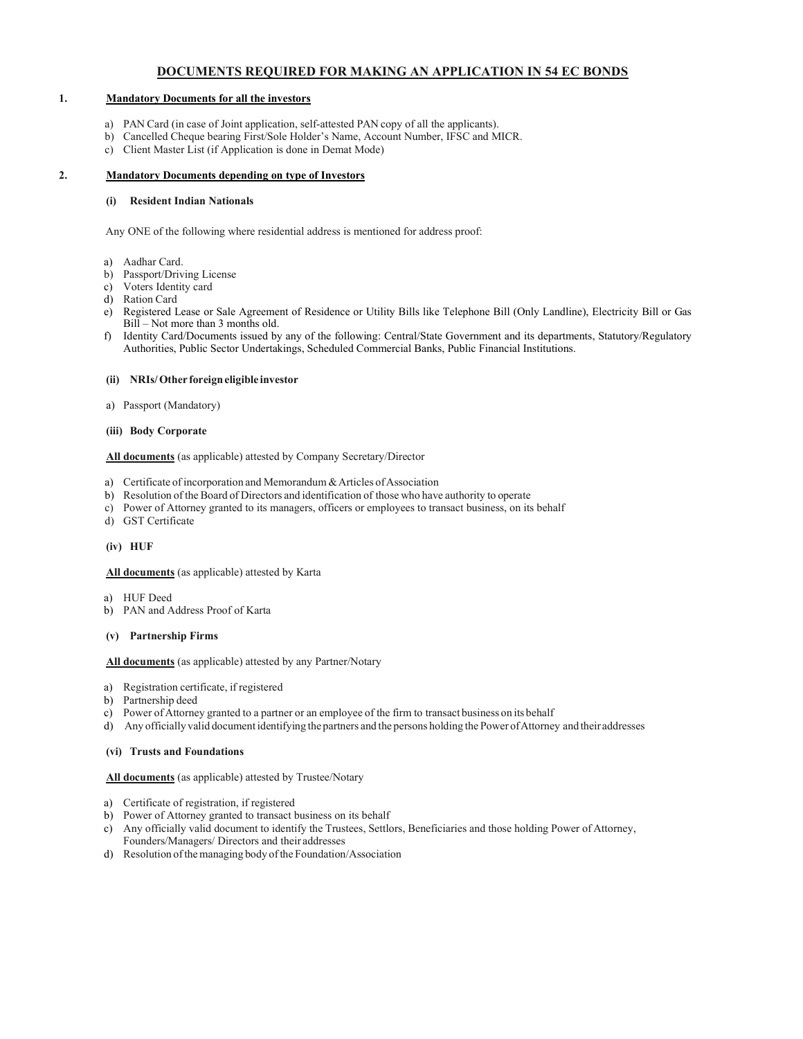# DOCUMENTS REQUIRED FOR MAKING AN APPLICATION IN 54 EC BONDS

## 1. Mandatory Documents for all the investors

a) PAN Card (in case of Joint application, self-attested PAN copy of all the applicants).
b) Cancelled Cheque bearing First/Sole Holder's Name, Account Number, IFSC and MICR.
c) Client Master List (if Application is done in Demat Mode)

## 2. Mandatory Documents depending on type of Investors

### (i) Resident Indian Nationals

Any ONE of the following where residential address is mentioned for address proof:

a) Aadhar Card.
b) Passport/Driving License
c) Voters Identity card
d) Ration Card
e) Registered Lease or Sale Agreement of Residence or Utility Bills like Telephone Bill (Only Landline), Electricity Bill or Gas Bill – Not more than 3 months old.
f) Identity Card/Documents issued by any of the following: Central/State Government and its departments, Statutory/Regulatory Authorities, Public Sector Undertakings, Scheduled Commercial Banks, Public Financial Institutions.

### (ii) NRIs/ Other foreign eligible investor

a) Passport (Mandatory)

### (iii) Body Corporate

**All documents** (as applicable) attested by Company Secretary/Director

a) Certificate of incorporation and Memorandum & Articles of Association
b) Resolution of the Board of Directors and identification of those who have authority to operate
c) Power of Attorney granted to its managers, officers or employees to transact business, on its behalf
d) GST Certificate

### (iv) HUF

**All documents** (as applicable) attested by Karta

a) HUF Deed
b) PAN and Address Proof of Karta

### (v) Partnership Firms

**All documents** (as applicable) attested by any Partner/Notary

a) Registration certificate, if registered
b) Partnership deed
c) Power of Attorney granted to a partner or an employee of the firm to transact business on its behalf
d) Any officially valid document identifying the partners and the persons holding the Power of Attorney and their addresses

### (vi) Trusts and Foundations

**All documents** (as applicable) attested by Trustee/Notary

a) Certificate of registration, if registered
b) Power of Attorney granted to transact business on its behalf
c) Any officially valid document to identify the Trustees, Settlors, Beneficiaries and those holding Power of Attorney, Founders/Managers/ Directors and their addresses
d) Resolution of the managing body of the Foundation/Association